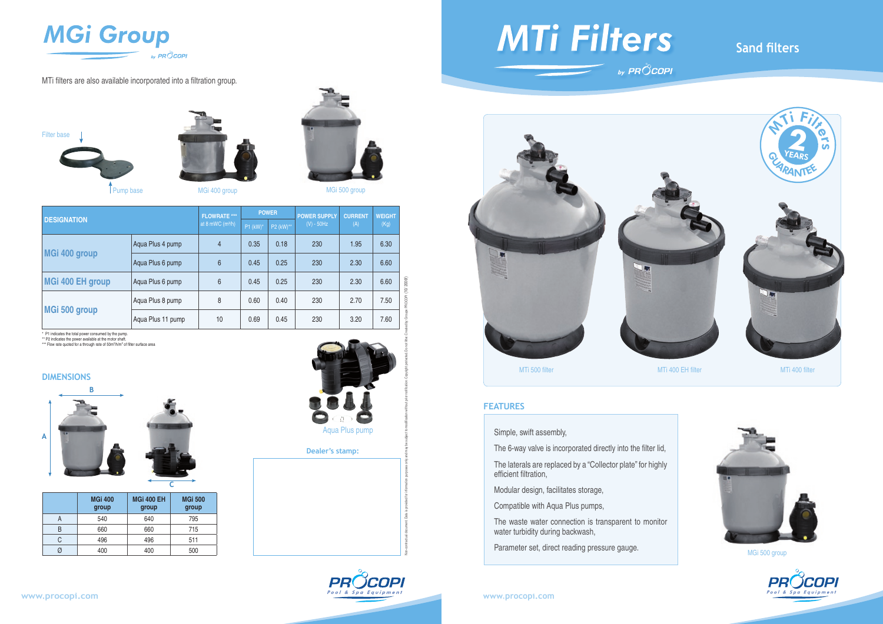# MGi Group

by PROCOPI

MTi filters are also available incorporated into a filtration group.

Filter base

Pump base

MGi 400 group

MGi 500 group

| DESIGNATION | | FLOWRATE *** at 8 mWC ($m^3/h$) | POWER | | POWER SUPPLY (V) - 50Hz | CURRENT (A) | WEIGHT (Kg) |
|---|---|---|---|---|---|---|---|
| | | | P1 (kW)* | P2 (kW)** | | | |
| MGi 400 group | Aqua Plus 4 pump | 4 | 0.35 | 0.18 | 230 | 1.95 | 6.30 |
| | Aqua Plus 6 pump | 6 | 0.45 | 0.25 | 230 | 2.30 | 6.60 |
| MGi 400 EH group | Aqua Plus 6 pump | 6 | 0.45 | 0.25 | 230 | 2.30 | 6.60 |
| MGi 500 group | Aqua Plus 8 pump | 8 | 0.60 | 0.40 | 230 | 2.70 | 7.50 |
| | Aqua Plus 11 pump | 10 | 0.69 | 0.45 | 230 | 3.20 | 7.60 |

\* P1 indicates the total power consumed by the pump.
\*\* P2 indicates the power available at the motor shaft.
\*\*\* Flow rate quoted for a through rate of $50m^3/h/m^2$ of filter surface area

## DIMENSIONS

| | MGi 400 group | MGi 400 EH group | MGi 500 group |
|---|---|---|---|
| A | 540 | 640 | 795 |
| B | 660 | 660 | 715 |
| C | 496 | 496 | 511 |
| Ø | 400 | 400 | 500 |

Aqua Plus pump

**Dealer's stamp:**

Non-contractual document. Data is provided for information purposes only and may be subject to modification without prior notification. Copyright protected. Do not file. Created by Groupe PROCOPI (10/ 2009)

www.procopi.com

# MTi Filters

by PROCOPI

## Sand filters

MTi Filters 2 YEARS GUARANTEE

MTi 500 filter — MTi 400 EH filter — MTi 400 filter

## FEATURES

- Simple, swift assembly,
- The 6-way valve is incorporated directly into the filter lid,
- The laterals are replaced by a "Collector plate" for highly efficient filtration,
- Modular design, facilitates storage,
- Compatible with Aqua Plus pumps,
- The waste water connection is transparent to monitor water turbidity during backwash,
- Parameter set, direct reading pressure gauge.

MGi 500 group

PROCOPI Pool & Spa Equipment

www.procopi.com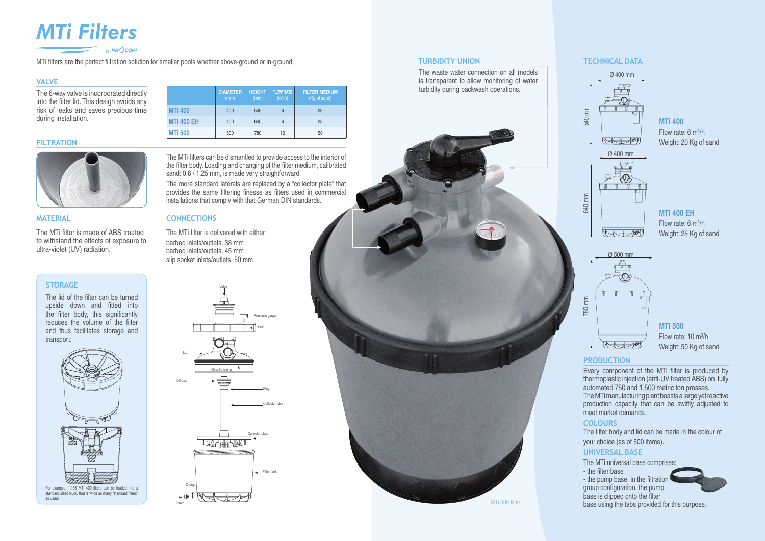# MTi Filters

by PROCOPI

MTi filters are the perfect filtration solution for smaller pools whether above-ground or in-ground.

## VALVE

The 6-way valve is incorporated directly into the filter lid. This design avoids any risk of leaks and saves precious time during installation.

| | DIAMETER (mm) | HEIGHT (mm) | FLOW RATE ($m^3$/h) | FILTER MEDIUM (Kg of sand) |
|---|---|---|---|---|
| MTi 400 | 400 | 540 | 6 | 20 |
| MTi 400 EH | 400 | 640 | 6 | 25 |
| MTi 500 | 500 | 780 | 10 | 50 |

## FILTRATION

The MTi filters can be dismantled to provide access to the interior of the filter body. Loading and changing of the filter medium, calibrated sand: 0.6 / 1.25 mm, is made very straightforward.

The more standard laterals are replaced by a "collector plate" that provides the same filtering finesse as filters used in commercial installations that comply with that German DIN standards.

## MATERIAL

The MTi filter is made of ABS treated to withstand the effects of exposure to ultra-violet (UV) radiation.

## CONNECTIONS

The MTi filter is delivered with either:

barbed inlets/outlets, 38 mm
barbed inlets/outlets, 45 mm
slip socket inlets/outlets, 50 mm

## STORAGE

The lid of the filter can be turned upside down and fitted into the filter body, this significantly reduces the volume of the filter and thus facilitates storage and transport.

For example: 1,188 MTi 400 filters can be loaded into a standard sized truck, that is twice as many "standard filters" as usual.

Valve
Pressure gauge
Belt
Lid
Filter lid o-ring
Diffuser
Plug
Collector tube
Collector plate
Filter tank
O-ring
Drain

## TURBIDITY UNION

The waste water connection on all models is transparent to allow monitoring of water turbidity during backwash operations.

MTi 500 filter

## TECHNICAL DATA

Ø 400 mm
540 mm

**MTi 400**
Flow rate: 6 $m^3$/h
Weight: 20 Kg of sand

Ø 400 mm
640 mm

**MTi 400 EH**
Flow rate: 6 $m^3$/h
Weight: 25 Kg of sand

Ø 500 mm
780 mm

**MTi 500**
Flow rate: 10 $m^3$/h
Weight: 50 Kg of sand

## PRODUCTION

Every component of the MTi filter is produced by thermoplastic injection (anti-UV treated ABS) on fully automated 750 and 1,500 metric ton presses.
The MTi manufacturing plant boasts a large yet reactive production capacity that can be swiftly adjusted to meet market demands.

## COLOURS

The filter body and lid can be made in the colour of your choice (as of 500 items).

## UNIVERSAL BASE

The MTi universal base comprises:
- the filter base
- the pump base, in the filtration group configuration, the pump base is clipped onto the filter base using the tabs provided for this purpose.